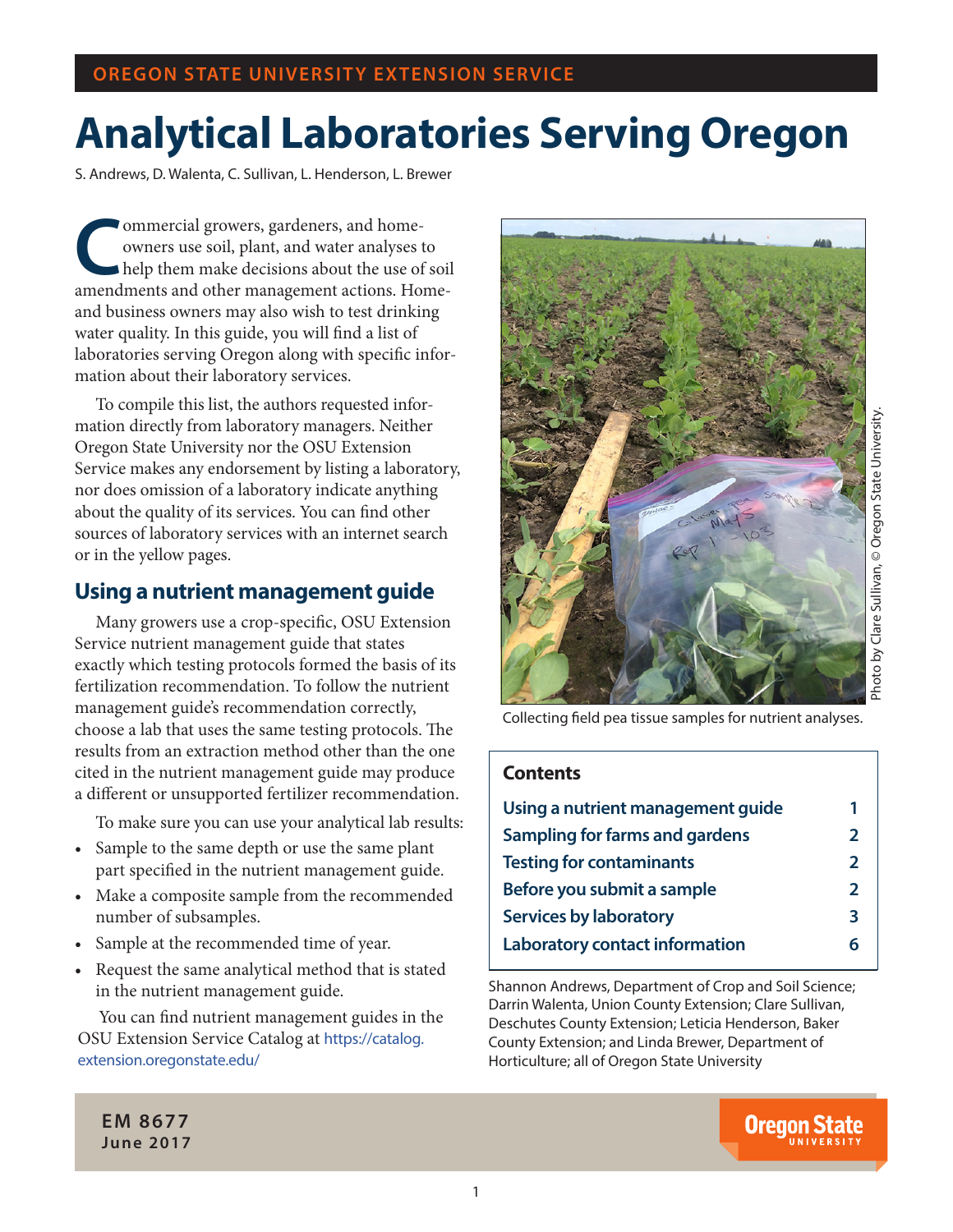OREGON STATE UNIVERSITY EXTENSION SERVICE

# Analytical Laboratories Serving Oregon

S. Andrews, D. Walenta, C. Sullivan, L. Henderson, L. Brewer

Commercial growers, gardeners, and homeowners use soil, plant, and water analyses to help them make decisions about the use of soil amendments and other management actions. Home- and business owners may also wish to test drinking water quality. In this guide, you will find a list of laboratories serving Oregon along with specific information about their laboratory services.

To compile this list, the authors requested information directly from laboratory managers. Neither Oregon State University nor the OSU Extension Service makes any endorsement by listing a laboratory, nor does omission of a laboratory indicate anything about the quality of its services. You can find other sources of laboratory services with an internet search or in the yellow pages.

## Using a nutrient management guide

Many growers use a crop-specific, OSU Extension Service nutrient management guide that states exactly which testing protocols formed the basis of its fertilization recommendation. To follow the nutrient management guide's recommendation correctly, choose a lab that uses the same testing protocols. The results from an extraction method other than the one cited in the nutrient management guide may produce a different or unsupported fertilizer recommendation.

To make sure you can use your analytical lab results:

- Sample to the same depth or use the same plant part specified in the nutrient management guide.
- Make a composite sample from the recommended number of subsamples.
- Sample at the recommended time of year.
- Request the same analytical method that is stated in the nutrient management guide.

You can find nutrient management guides in the OSU Extension Service Catalog at https://catalog.extension.oregonstate.edu/

Photo by Clare Sullivan, © Oregon State University.

Collecting field pea tissue samples for nutrient analyses.

**Contents**

| | |
|---|---|
| Using a nutrient management guide | 1 |
| Sampling for farms and gardens | 2 |
| Testing for contaminants | 2 |
| Before you submit a sample | 2 |
| Services by laboratory | 3 |
| Laboratory contact information | 6 |

Shannon Andrews, Department of Crop and Soil Science; Darrin Walenta, Union County Extension; Clare Sullivan, Deschutes County Extension; Leticia Henderson, Baker County Extension; and Linda Brewer, Department of Horticulture; all of Oregon State University

EM 8677
June 2017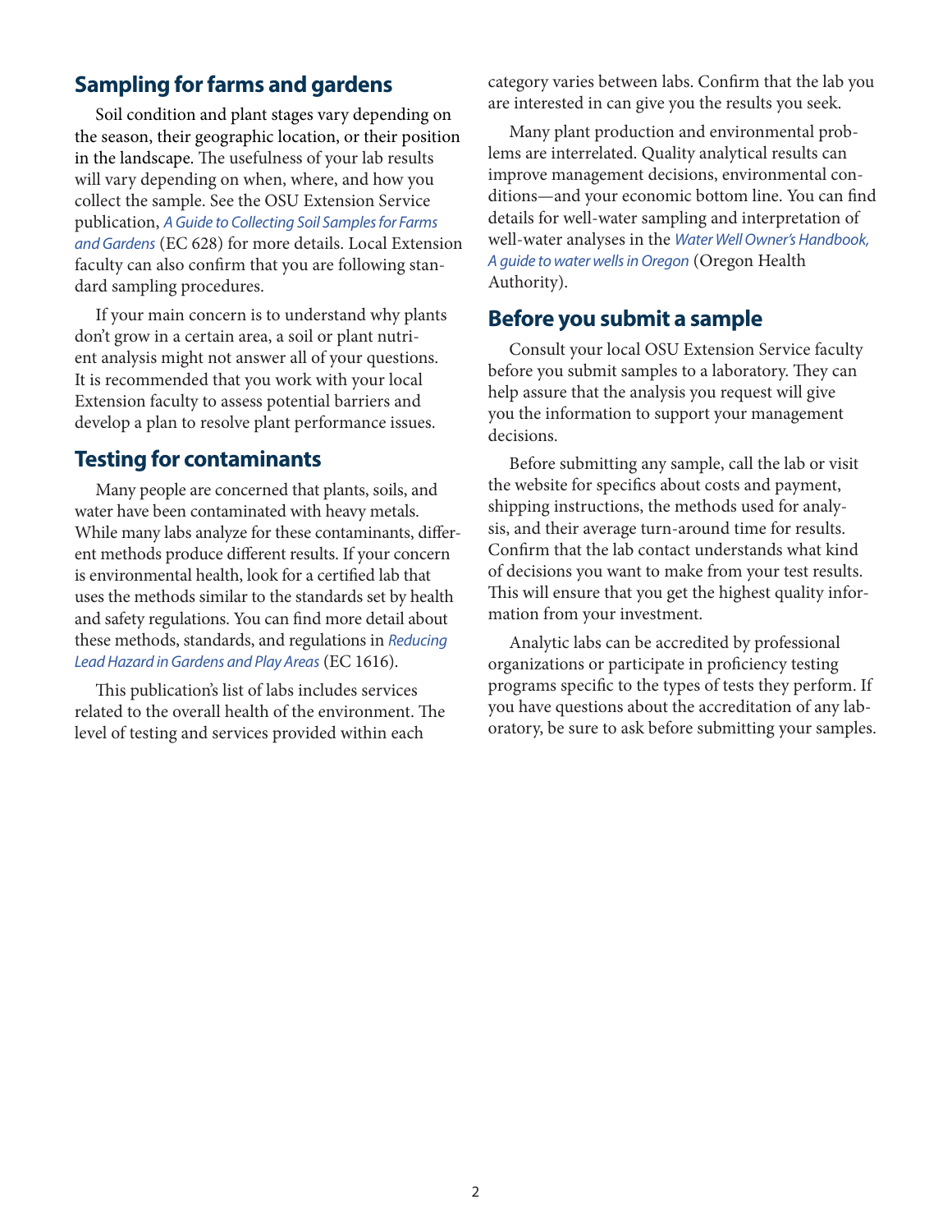## Sampling for farms and gardens

Soil condition and plant stages vary depending on the season, their geographic location, or their position in the landscape. The usefulness of your lab results will vary depending on when, where, and how you collect the sample. See the OSU Extension Service publication, *A Guide to Collecting Soil Samples for Farms and Gardens* (EC 628) for more details. Local Extension faculty can also confirm that you are following standard sampling procedures.

If your main concern is to understand why plants don't grow in a certain area, a soil or plant nutrient analysis might not answer all of your questions. It is recommended that you work with your local Extension faculty to assess potential barriers and develop a plan to resolve plant performance issues.

## Testing for contaminants

Many people are concerned that plants, soils, and water have been contaminated with heavy metals. While many labs analyze for these contaminants, different methods produce different results. If your concern is environmental health, look for a certified lab that uses the methods similar to the standards set by health and safety regulations. You can find more detail about these methods, standards, and regulations in *Reducing Lead Hazard in Gardens and Play Areas* (EC 1616).

This publication's list of labs includes services related to the overall health of the environment. The level of testing and services provided within each category varies between labs. Confirm that the lab you are interested in can give you the results you seek.

Many plant production and environmental problems are interrelated. Quality analytical results can improve management decisions, environmental conditions—and your economic bottom line. You can find details for well-water sampling and interpretation of well-water analyses in the *Water Well Owner's Handbook, A guide to water wells in Oregon* (Oregon Health Authority).

## Before you submit a sample

Consult your local OSU Extension Service faculty before you submit samples to a laboratory. They can help assure that the analysis you request will give you the information to support your management decisions.

Before submitting any sample, call the lab or visit the website for specifics about costs and payment, shipping instructions, the methods used for analysis, and their average turn-around time for results. Confirm that the lab contact understands what kind of decisions you want to make from your test results. This will ensure that you get the highest quality information from your investment.

Analytic labs can be accredited by professional organizations or participate in proficiency testing programs specific to the types of tests they perform. If you have questions about the accreditation of any laboratory, be sure to ask before submitting your samples.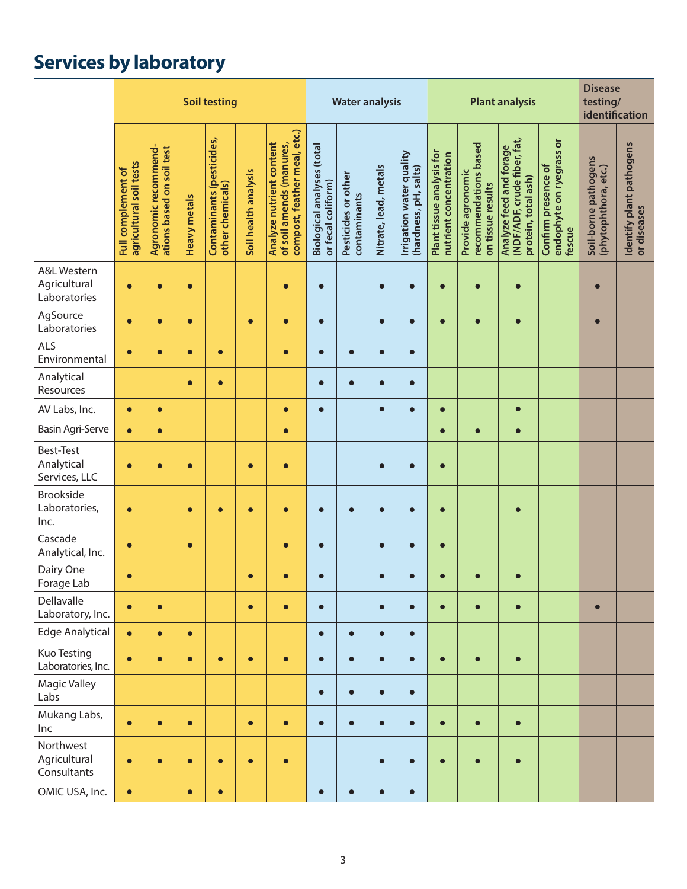# Services by laboratory

| | Soil testing | | | | | | Water analysis | | | | Plant analysis | | | | Disease testing/ identification | |
|---|---|---|---|---|---|---|---|---|---|---|---|---|---|---|---|---|
| | Full complement of agricultural soil tests | Agronomic recommendations based on soil test | Heavy metals | Contaminants (pesticides, other chemicals) | Soil health analysis | Analyze nutrient content of soil amends (manures, compost, feather meal, etc.) | Biological analyses (total or fecal coliform) | Pesticides or other contaminants | Nitrate, lead, metals | Irrigation water quality (hardness, pH, salts) | Plant tissue analysis for nutrient concentration | Provide agronomic recommendations based on tissue results | Analyze feed and forage (NDF/ADF, crude fiber, fat, protein, total ash) | Confirm presence of endophyte on ryegrass or fescue | Soil-borne pathogens (phytophthora, etc.) | Identify plant pathogens or diseases |
| A&L Western Agricultural Laboratories | • | • | • | | | • | • | | • | • | • | • | • | | • | |
| AgSource Laboratories | • | • | • | | • | • | • | | • | • | • | • | • | | • | |
| ALS Environmental | • | • | • | • | | • | • | • | • | • | | | | | | |
| Analytical Resources | | | • | • | | | • | • | • | • | | | | | | |
| AV Labs, Inc. | • | • | | | | • | • | | • | • | • | | • | | | |
| Basin Agri-Serve | • | • | | | | • | | | | | • | • | • | | | |
| Best-Test Analytical Services, LLC | • | • | • | | • | • | | | • | • | • | | | | | |
| Brookside Laboratories, Inc. | • | | • | • | • | • | • | • | • | • | • | | • | | | |
| Cascade Analytical, Inc. | • | | • | | | • | • | | • | • | • | | | | | |
| Dairy One Forage Lab | • | | | | • | • | • | | • | • | • | • | • | | | |
| Dellavalle Laboratory, Inc. | • | • | | | • | • | • | | • | • | • | • | • | | • | |
| Edge Analytical | • | • | • | | | | • | • | • | • | | | | | | |
| Kuo Testing Laboratories, Inc. | • | • | • | • | • | • | • | • | • | • | • | • | • | | | |
| Magic Valley Labs | | | | | | | • | • | • | • | | | | | | |
| Mukang Labs, Inc | • | • | • | | • | • | • | • | • | • | • | • | • | | | |
| Northwest Agricultural Consultants | • | • | • | • | • | • | | | • | • | • | • | • | | | |
| OMIC USA, Inc. | • | | • | • | | | • | • | • | • | | | | | | |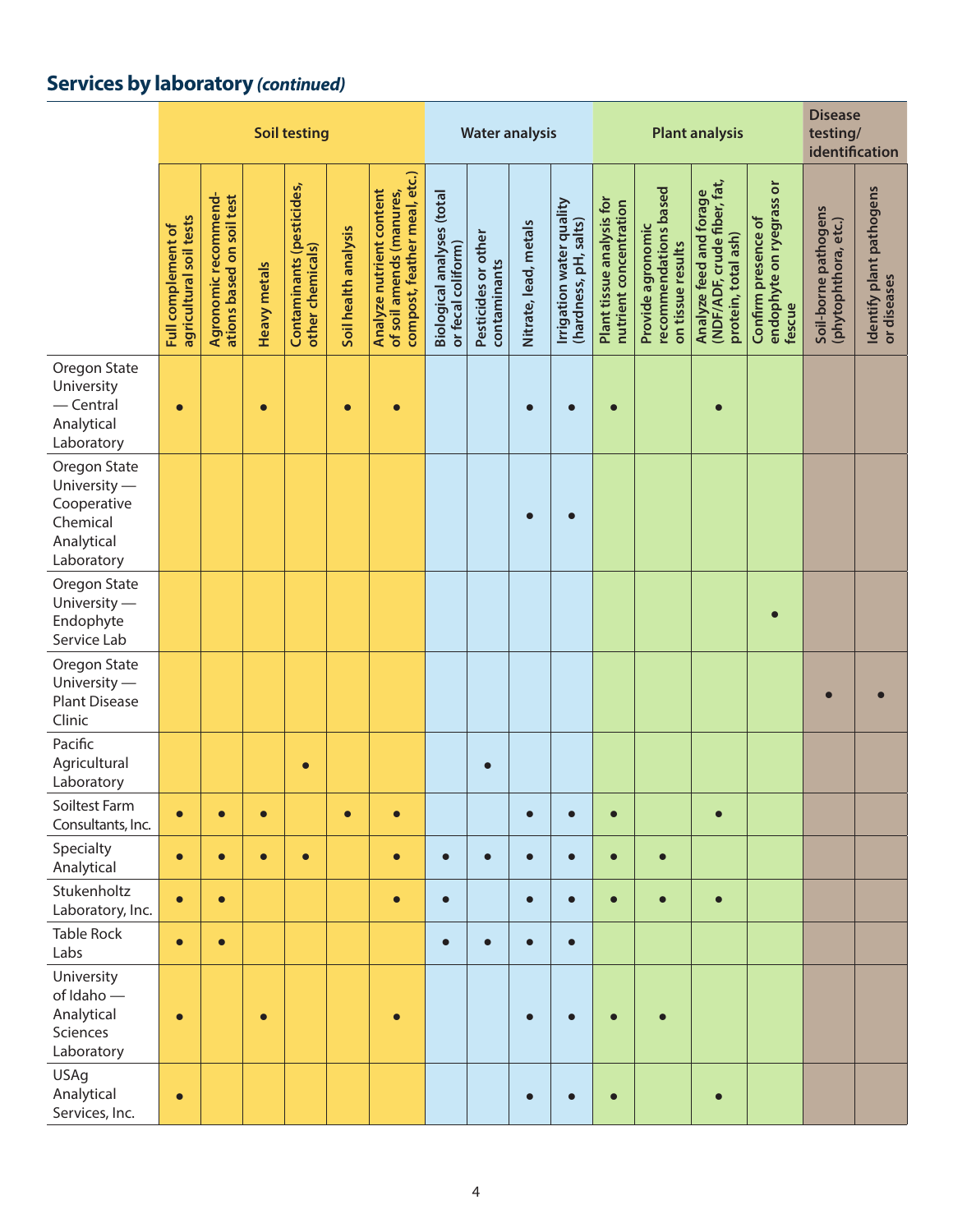## Services by laboratory *(continued)*

| | Soil testing | | | | | | Water analysis | | | | Plant analysis | | | | Disease testing/ identification | |
|---|---|---|---|---|---|---|---|---|---|---|---|---|---|---|---|---|
| | Full complement of agricultural soil tests | Agronomic recommend-ations based on soil test | Heavy metals | Contaminants (pesticides, other chemicals) | Soil health analysis | Analyze nutrient content of soil amends (manures, compost, feather meal, etc.) | Biological analyses (total or fecal coliform) | Pesticides or other contaminants | Nitrate, lead, metals | Irrigation water quality (hardness, pH, salts) | Plant tissue analysis for nutrient concentration | Provide agronomic recommendations based on tissue results | Analyze feed and forage (NDF/ADF, crude fiber, fat, protein, total ash) | Confirm presence of endophyte on ryegrass or fescue | Soil-borne pathogens (phytophthora, etc.) | Identify plant pathogens or diseases |
| Oregon State University — Central Analytical Laboratory | • | | • | | • | • | | | • | • | • | | • | | | |
| Oregon State University — Cooperative Chemical Analytical Laboratory | | | | | | | | | • | • | | | | | | |
| Oregon State University — Endophyte Service Lab | | | | | | | | | | | | | | • | | |
| Oregon State University — Plant Disease Clinic | | | | | | | | | | | | | | | • | • |
| Pacific Agricultural Laboratory | | | | • | | | | • | | | | | | | | |
| Soiltest Farm Consultants, Inc. | • | • | • | | • | • | | | • | • | • | | • | | | |
| Specialty Analytical | • | • | • | • | | • | • | • | • | • | • | • | | | | |
| Stukenholtz Laboratory, Inc. | • | • | | | | • | • | | • | • | • | • | • | | | |
| Table Rock Labs | • | • | | | | | • | • | • | • | | | | | | |
| University of Idaho — Analytical Sciences Laboratory | • | | • | | | • | | | • | • | • | • | | | | |
| USAg Analytical Services, Inc. | • | | | | | | | | • | • | • | | • | | | |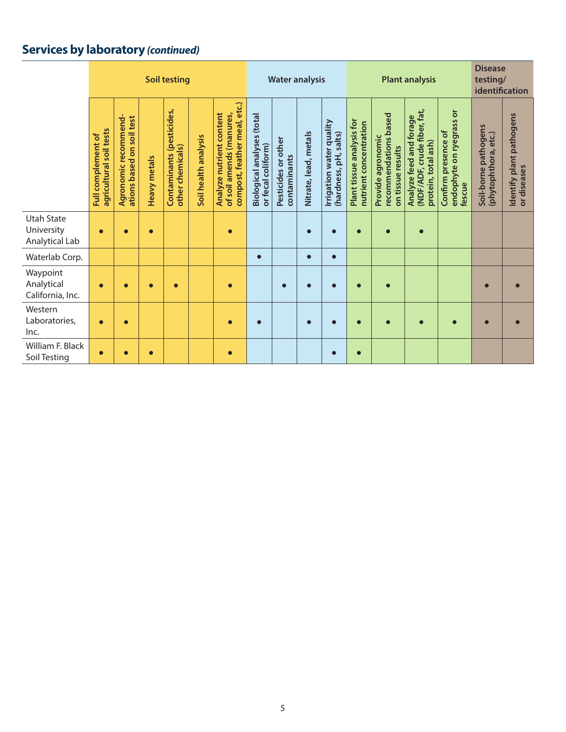## Services by laboratory *(continued)*

| | Soil testing | | | | | | Water analysis | | | | Plant analysis | | | | Disease testing/ identification | |
|---|---|---|---|---|---|---|---|---|---|---|---|---|---|---|---|---|
| | Full complement of agricultural soil tests | Agronomic recommendations based on soil test | Heavy metals | Contaminants (pesticides, other chemicals) | Soil health analysis | Analyze nutrient content of soil amends (manures, compost, feather meal, etc.) | Biological analyses (total or fecal coliform) | Pesticides or other contaminants | Nitrate, lead, metals | Irrigation water quality (hardness, pH, salts) | Plant tissue analysis for nutrient concentration | Provide agronomic recommendations based on tissue results | Analyze feed and forage (NDF/ADF, crude fiber, fat, protein, total ash) | Confirm presence of endophyte on ryegrass or fescue | Soil-borne pathogens (phytophthora, etc.) | Identify plant pathogens or diseases |
| Utah State University Analytical Lab | ● | ● | ● | | | ● | | | ● | ● | ● | ● | ● | | | |
| Waterlab Corp. | | | | | | | ● | | ● | ● | | | | | | |
| Waypoint Analytical California, Inc. | ● | ● | ● | ● | | ● | | ● | ● | ● | ● | ● | | | ● | ● |
| Western Laboratories, Inc. | ● | ● | | | | ● | ● | | ● | ● | ● | ● | ● | ● | ● | ● |
| William F. Black Soil Testing | ● | ● | ● | | | ● | | | | ● | ● | | | | | |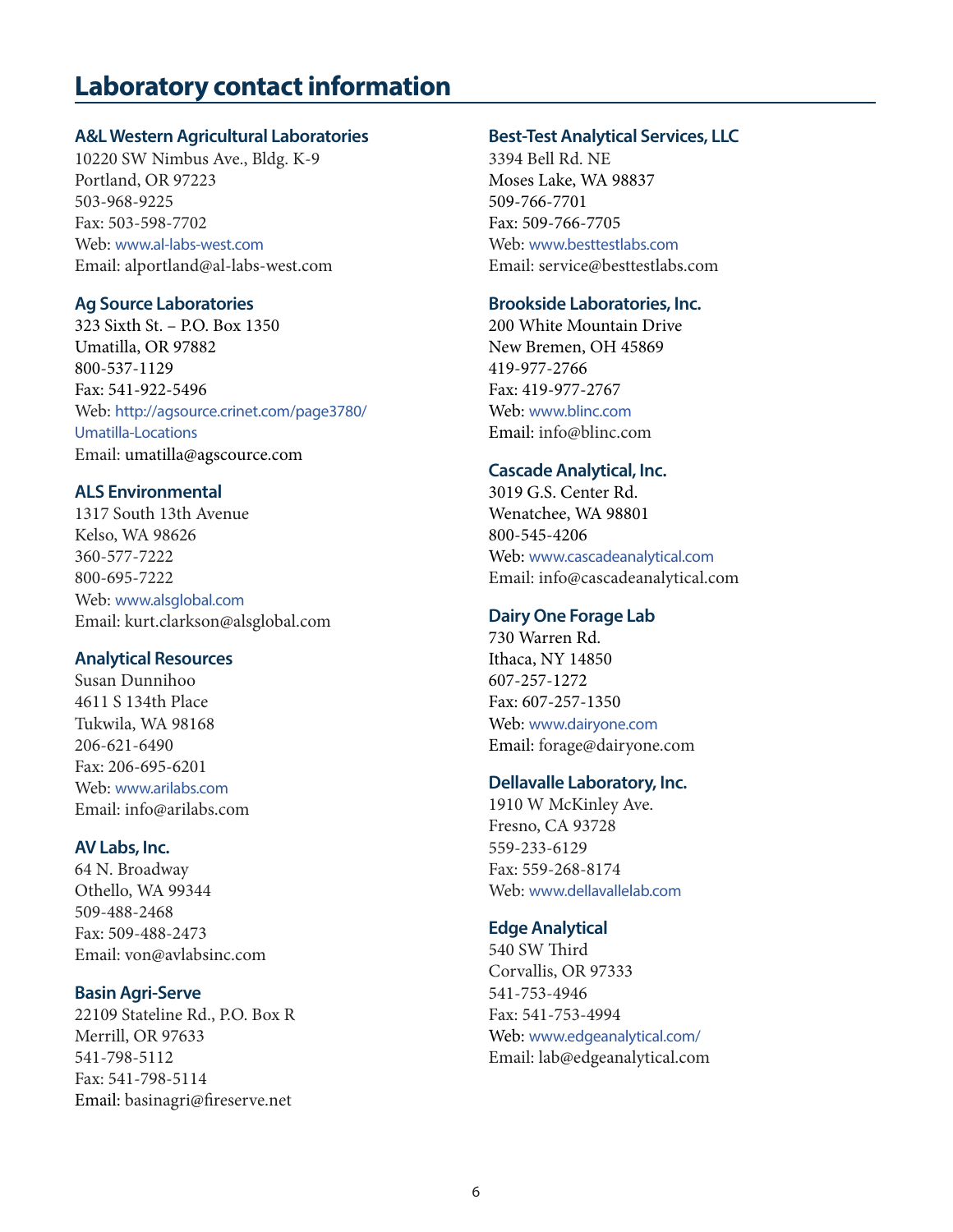# Laboratory contact information

### A&L Western Agricultural Laboratories
10220 SW Nimbus Ave., Bldg. K-9
Portland, OR 97223
503-968-9225
Fax: 503-598-7702
Web: www.al-labs-west.com
Email: alportland@al-labs-west.com

### Ag Source Laboratories
323 Sixth St. – P.O. Box 1350
Umatilla, OR 97882
800-537-1129
Fax: 541-922-5496
Web: http://agsource.crinet.com/page3780/Umatilla-Locations
Email: umatilla@agscource.com

### ALS Environmental
1317 South 13th Avenue
Kelso, WA 98626
360-577-7222
800-695-7222
Web: www.alsglobal.com
Email: kurt.clarkson@alsglobal.com

### Analytical Resources
Susan Dunnihoo
4611 S 134th Place
Tukwila, WA 98168
206-621-6490
Fax: 206-695-6201
Web: www.arilabs.com
Email: info@arilabs.com

### AV Labs, Inc.
64 N. Broadway
Othello, WA 99344
509-488-2468
Fax: 509-488-2473
Email: von@avlabsinc.com

### Basin Agri-Serve
22109 Stateline Rd., P.O. Box R
Merrill, OR 97633
541-798-5112
Fax: 541-798-5114
Email: basinagri@fireserve.net

### Best-Test Analytical Services, LLC
3394 Bell Rd. NE
Moses Lake, WA 98837
509-766-7701
Fax: 509-766-7705
Web: www.besttestlabs.com
Email: service@besttestlabs.com

### Brookside Laboratories, Inc.
200 White Mountain Drive
New Bremen, OH 45869
419-977-2766
Fax: 419-977-2767
Web: www.blinc.com
Email: info@blinc.com

### Cascade Analytical, Inc.
3019 G.S. Center Rd.
Wenatchee, WA 98801
800-545-4206
Web: www.cascadeanalytical.com
Email: info@cascadeanalytical.com

### Dairy One Forage Lab
730 Warren Rd.
Ithaca, NY 14850
607-257-1272
Fax: 607-257-1350
Web: www.dairyone.com
Email: forage@dairyone.com

### Dellavalle Laboratory, Inc.
1910 W McKinley Ave.
Fresno, CA 93728
559-233-6129
Fax: 559-268-8174
Web: www.dellavallelab.com

### Edge Analytical
540 SW Third
Corvallis, OR 97333
541-753-4946
Fax: 541-753-4994
Web: www.edgeanalytical.com/
Email: lab@edgeanalytical.com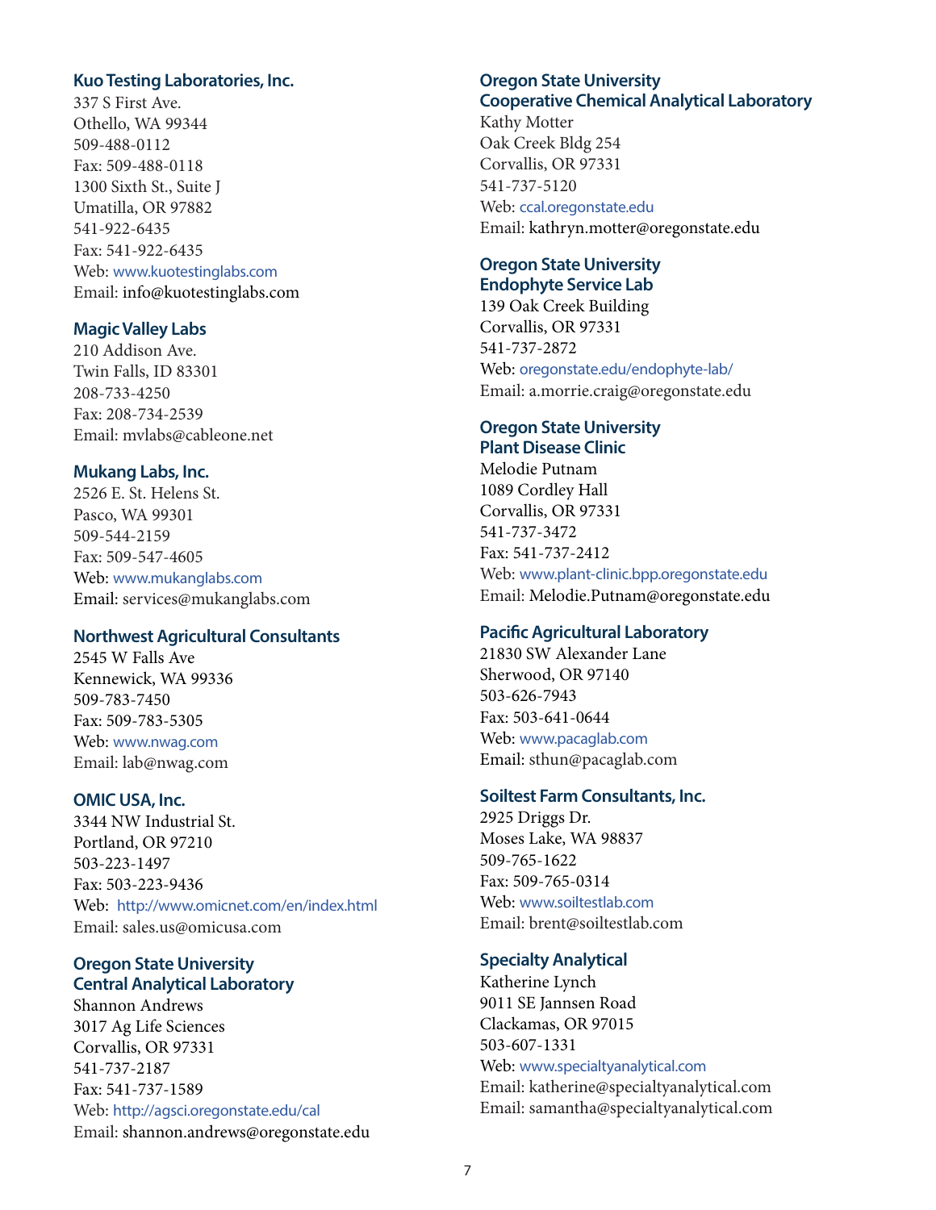**Kuo Testing Laboratories, Inc.**
337 S First Ave.
Othello, WA 99344
509-488-0112
Fax: 509-488-0118
1300 Sixth St., Suite J
Umatilla, OR 97882
541-922-6435
Fax: 541-922-6435
Web: www.kuotestinglabs.com
Email: info@kuotestinglabs.com

**Magic Valley Labs**
210 Addison Ave.
Twin Falls, ID 83301
208-733-4250
Fax: 208-734-2539
Email: mvlabs@cableone.net

**Mukang Labs, Inc.**
2526 E. St. Helens St.
Pasco, WA 99301
509-544-2159
Fax: 509-547-4605
Web: www.mukanglabs.com
Email: services@mukanglabs.com

**Northwest Agricultural Consultants**
2545 W Falls Ave
Kennewick, WA 99336
509-783-7450
Fax: 509-783-5305
Web: www.nwag.com
Email: lab@nwag.com

**OMIC USA, Inc.**
3344 NW Industrial St.
Portland, OR 97210
503-223-1497
Fax: 503-223-9436
Web: http://www.omicnet.com/en/index.html
Email: sales.us@omicusa.com

**Oregon State University Central Analytical Laboratory**
Shannon Andrews
3017 Ag Life Sciences
Corvallis, OR 97331
541-737-2187
Fax: 541-737-1589
Web: http://agsci.oregonstate.edu/cal
Email: shannon.andrews@oregonstate.edu

**Oregon State University Cooperative Chemical Analytical Laboratory**
Kathy Motter
Oak Creek Bldg 254
Corvallis, OR 97331
541-737-5120
Web: ccal.oregonstate.edu
Email: kathryn.motter@oregonstate.edu

**Oregon State University Endophyte Service Lab**
139 Oak Creek Building
Corvallis, OR 97331
541-737-2872
Web: oregonstate.edu/endophyte-lab/
Email: a.morrie.craig@oregonstate.edu

**Oregon State University Plant Disease Clinic**
Melodie Putnam
1089 Cordley Hall
Corvallis, OR 97331
541-737-3472
Fax: 541-737-2412
Web: www.plant-clinic.bpp.oregonstate.edu
Email: Melodie.Putnam@oregonstate.edu

**Pacific Agricultural Laboratory**
21830 SW Alexander Lane
Sherwood, OR 97140
503-626-7943
Fax: 503-641-0644
Web: www.pacaglab.com
Email: sthun@pacaglab.com

**Soiltest Farm Consultants, Inc.**
2925 Driggs Dr.
Moses Lake, WA 98837
509-765-1622
Fax: 509-765-0314
Web: www.soiltestlab.com
Email: brent@soiltestlab.com

**Specialty Analytical**
Katherine Lynch
9011 SE Jannsen Road
Clackamas, OR 97015
503-607-1331
Web: www.specialtyanalytical.com
Email: katherine@specialtyanalytical.com
Email: samantha@specialtyanalytical.com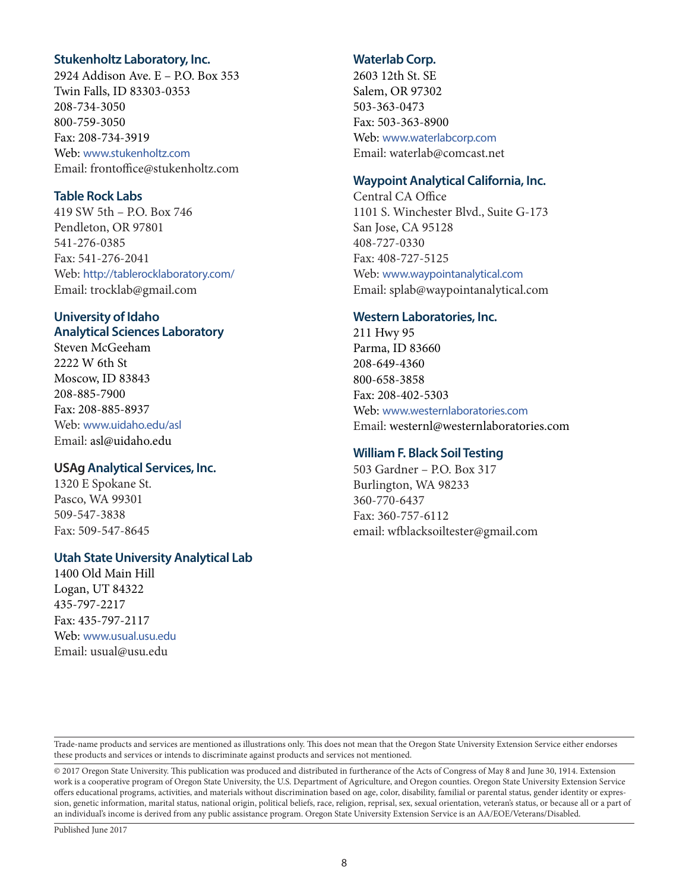**Stukenholtz Laboratory, Inc.**
2924 Addison Ave. E – P.O. Box 353
Twin Falls, ID 83303-0353
208-734-3050
800-759-3050
Fax: 208-734-3919
Web: www.stukenholtz.com
Email: frontoffice@stukenholtz.com

**Table Rock Labs**
419 SW 5th – P.O. Box 746
Pendleton, OR 97801
541-276-0385
Fax: 541-276-2041
Web: http://tablerocklaboratory.com/
Email: trocklab@gmail.com

**University of Idaho Analytical Sciences Laboratory**
Steven McGeeham
2222 W 6th St
Moscow, ID 83843
208-885-7900
Fax: 208-885-8937
Web: www.uidaho.edu/asl
Email: asl@uidaho.edu

**USAg Analytical Services, Inc.**
1320 E Spokane St.
Pasco, WA 99301
509-547-3838
Fax: 509-547-8645

**Utah State University Analytical Lab**
1400 Old Main Hill
Logan, UT 84322
435-797-2217
Fax: 435-797-2117
Web: www.usual.usu.edu
Email: usual@usu.edu

**Waterlab Corp.**
2603 12th St. SE
Salem, OR 97302
503-363-0473
Fax: 503-363-8900
Web: www.waterlabcorp.com
Email: waterlab@comcast.net

**Waypoint Analytical California, Inc.**
Central CA Office
1101 S. Winchester Blvd., Suite G-173
San Jose, CA 95128
408-727-0330
Fax: 408-727-5125
Web: www.waypointanalytical.com
Email: splab@waypointanalytical.com

**Western Laboratories, Inc.**
211 Hwy 95
Parma, ID 83660
208-649-4360
800-658-3858
Fax: 208-402-5303
Web: www.westernlaboratories.com
Email: westernl@westernlaboratories.com

**William F. Black Soil Testing**
503 Gardner – P.O. Box 317
Burlington, WA 98233
360-770-6437
Fax: 360-757-6112
email: wfblacksoiltester@gmail.com

Trade-name products and services are mentioned as illustrations only. This does not mean that the Oregon State University Extension Service either endorses these products and services or intends to discriminate against products and services not mentioned.

© 2017 Oregon State University. This publication was produced and distributed in furtherance of the Acts of Congress of May 8 and June 30, 1914. Extension work is a cooperative program of Oregon State University, the U.S. Department of Agriculture, and Oregon counties. Oregon State University Extension Service offers educational programs, activities, and materials without discrimination based on age, color, disability, familial or parental status, gender identity or expression, genetic information, marital status, national origin, political beliefs, race, religion, reprisal, sex, sexual orientation, veteran's status, or because all or a part of an individual's income is derived from any public assistance program. Oregon State University Extension Service is an AA/EOE/Veterans/Disabled.

Published June 2017